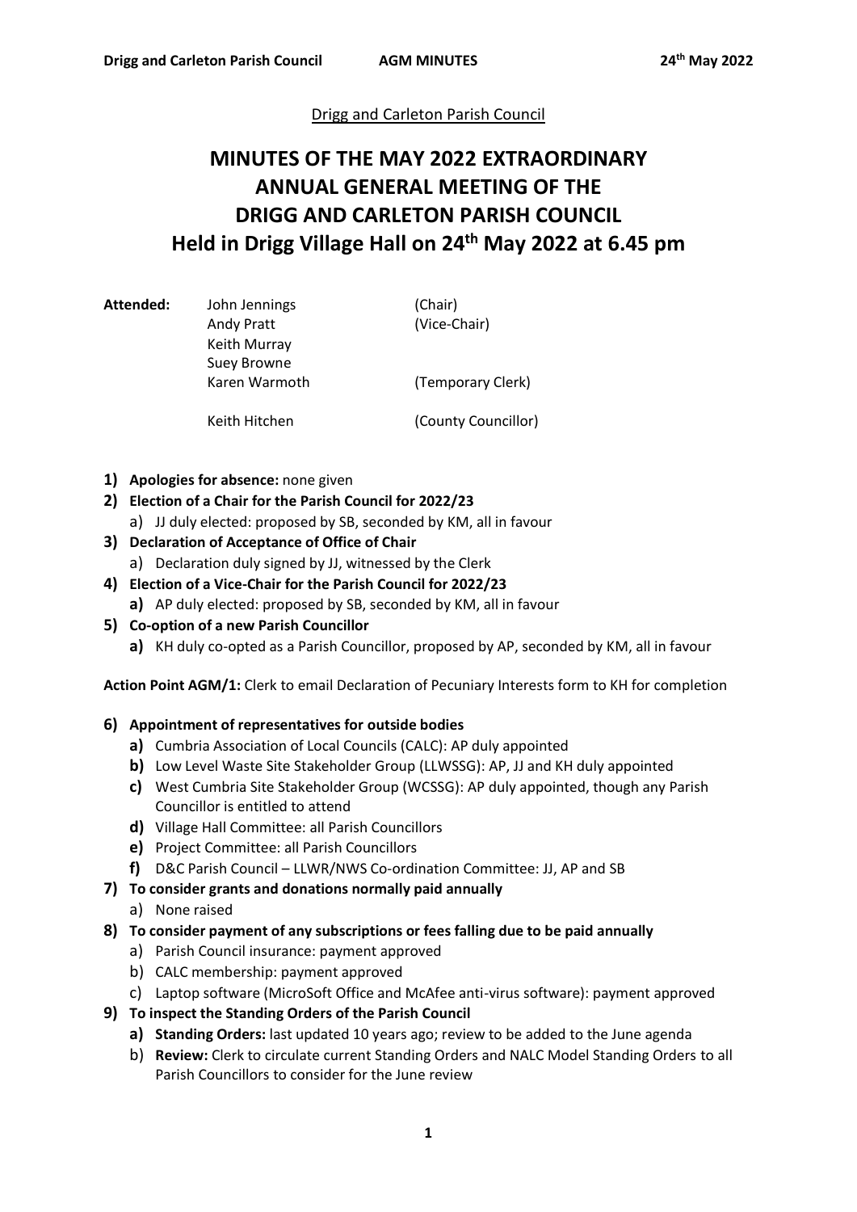Drigg and Carleton Parish Council

# MINUTES OF THE MAY 2022 EXTRAORDINARY ANNUAL GENERAL MEETING OF THE DRIGG AND CARLETON PARISH COUNCIL Held in Drigg Village Hall on 24th May 2022 at 6.45 pm

| **Attended:** | John Jennings | (Chair) |
|---|---|---|
| | Andy Pratt | (Vice-Chair) |
| | Keith Murray | |
| | Suey Browne | |
| | Karen Warmoth | (Temporary Clerk) |
| | Keith Hitchen | (County Councillor) |

1) **Apologies for absence:** none given
2) **Election of a Chair for the Parish Council for 2022/23**
   a) JJ duly elected: proposed by SB, seconded by KM, all in favour
3) **Declaration of Acceptance of Office of Chair**
   a) Declaration duly signed by JJ, witnessed by the Clerk
4) **Election of a Vice-Chair for the Parish Council for 2022/23**
   **a)** AP duly elected: proposed by SB, seconded by KM, all in favour
5) **Co-option of a new Parish Councillor**
   **a)** KH duly co-opted as a Parish Councillor, proposed by AP, seconded by KM, all in favour

**Action Point AGM/1:** Clerk to email Declaration of Pecuniary Interests form to KH for completion

6) **Appointment of representatives for outside bodies**
   **a)** Cumbria Association of Local Councils (CALC): AP duly appointed
   **b)** Low Level Waste Site Stakeholder Group (LLWSSG): AP, JJ and KH duly appointed
   **c)** West Cumbria Site Stakeholder Group (WCSSG): AP duly appointed, though any Parish Councillor is entitled to attend
   **d)** Village Hall Committee: all Parish Councillors
   **e)** Project Committee: all Parish Councillors
   **f)** D&C Parish Council – LLWR/NWS Co-ordination Committee: JJ, AP and SB
7) **To consider grants and donations normally paid annually**
   a) None raised
8) **To consider payment of any subscriptions or fees falling due to be paid annually**
   a) Parish Council insurance: payment approved
   b) CALC membership: payment approved
   c) Laptop software (MicroSoft Office and McAfee anti-virus software): payment approved
9) **To inspect the Standing Orders of the Parish Council**
   **a) Standing Orders:** last updated 10 years ago; review to be added to the June agenda
   b) **Review:** Clerk to circulate current Standing Orders and NALC Model Standing Orders to all Parish Councillors to consider for the June review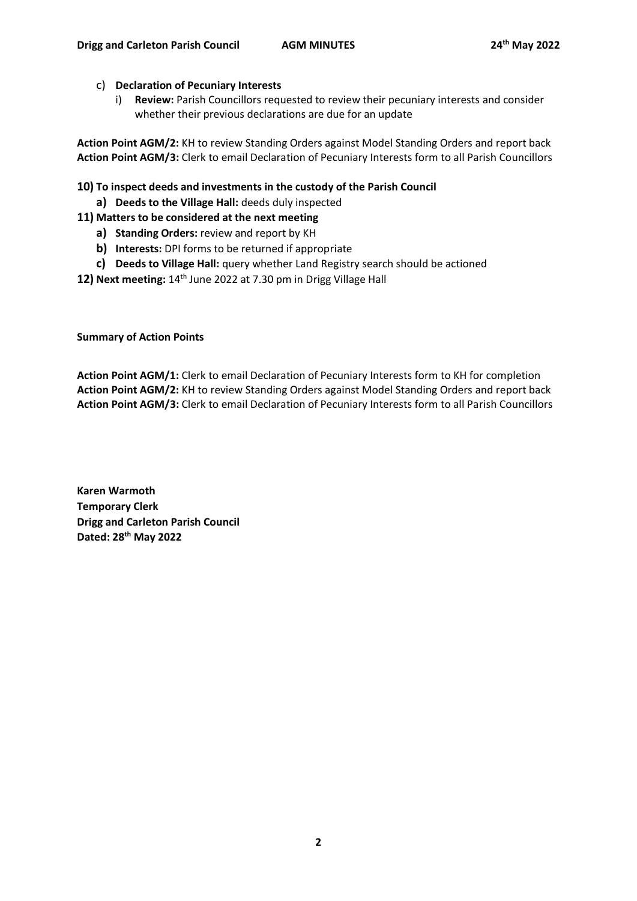c) **Declaration of Pecuniary Interests**

   i) **Review:** Parish Councillors requested to review their pecuniary interests and consider whether their previous declarations are due for an update

**Action Point AGM/2:** KH to review Standing Orders against Model Standing Orders and report back
**Action Point AGM/3:** Clerk to email Declaration of Pecuniary Interests form to all Parish Councillors

**10) To inspect deeds and investments in the custody of the Parish Council**

   **a) Deeds to the Village Hall:** deeds duly inspected

**11) Matters to be considered at the next meeting**

   **a) Standing Orders:** review and report by KH

   **b) Interests:** DPI forms to be returned if appropriate

   **c) Deeds to Village Hall:** query whether Land Registry search should be actioned

**12) Next meeting:** 14th June 2022 at 7.30 pm in Drigg Village Hall

**Summary of Action Points**

**Action Point AGM/1:** Clerk to email Declaration of Pecuniary Interests form to KH for completion
**Action Point AGM/2:** KH to review Standing Orders against Model Standing Orders and report back
**Action Point AGM/3:** Clerk to email Declaration of Pecuniary Interests form to all Parish Councillors

**Karen Warmoth**
**Temporary Clerk**
**Drigg and Carleton Parish Council**
**Dated: 28th May 2022**